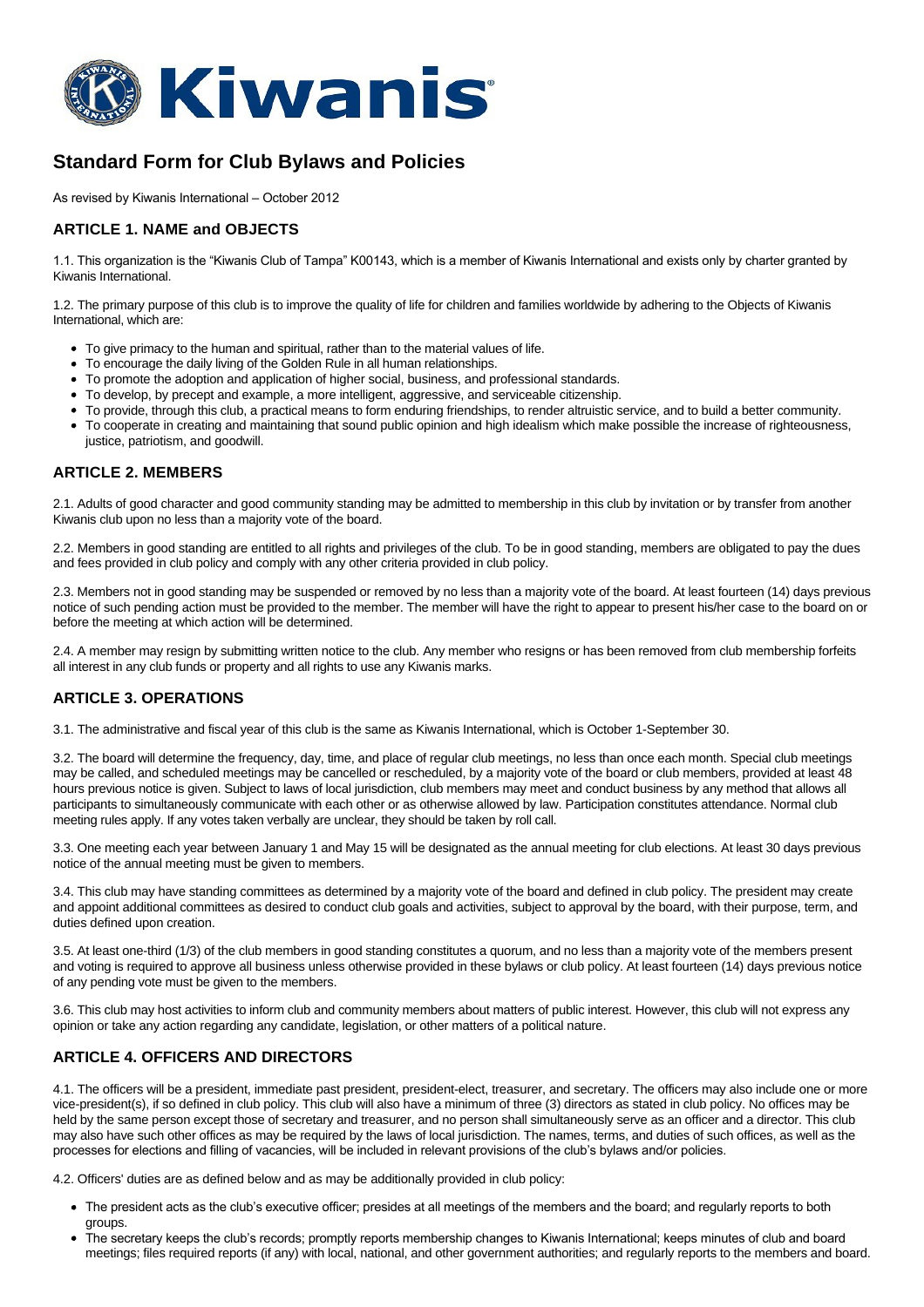# Standard Form for Club Bylaws and Policies

As revised by Kiwanis International – October 2012

## ARTICLE 1. NAME and OBJECTS

1.1. This organization is the "Kiwanis Club of Tampa" K00143, which is a member of Kiwanis International and exists only by charter granted by Kiwanis International.

1.2. The primary purpose of this club is to improve the quality of life for children and families worldwide by adhering to the Objects of Kiwanis International, which are:

- To give primacy to the human and spiritual, rather than to the material values of life.
- To encourage the daily living of the Golden Rule in all human relationships.
- To promote the adoption and application of higher social, business, and professional standards.
- To develop, by precept and example, a more intelligent, aggressive, and serviceable citizenship.
- To provide, through this club, a practical means to form enduring friendships, to render altruistic service, and to build a better community.
- To cooperate in creating and maintaining that sound public opinion and high idealism which make possible the increase of righteousness, justice, patriotism, and goodwill.

## ARTICLE 2. MEMBERS

2.1. Adults of good character and good community standing may be admitted to membership in this club by invitation or by transfer from another Kiwanis club upon no less than a majority vote of the board.

2.2. Members in good standing are entitled to all rights and privileges of the club. To be in good standing, members are obligated to pay the dues and fees provided in club policy and comply with any other criteria provided in club policy.

2.3. Members not in good standing may be suspended or removed by no less than a majority vote of the board. At least fourteen (14) days previous notice of such pending action must be provided to the member. The member will have the right to appear to present his/her case to the board on or before the meeting at which action will be determined.

2.4. A member may resign by submitting written notice to the club. Any member who resigns or has been removed from club membership forfeits all interest in any club funds or property and all rights to use any Kiwanis marks.

## ARTICLE 3. OPERATIONS

3.1. The administrative and fiscal year of this club is the same as Kiwanis International, which is October 1-September 30.

3.2. The board will determine the frequency, day, time, and place of regular club meetings, no less than once each month. Special club meetings may be called, and scheduled meetings may be cancelled or rescheduled, by a majority vote of the board or club members, provided at least 48 hours previous notice is given. Subject to laws of local jurisdiction, club members may meet and conduct business by any method that allows all participants to simultaneously communicate with each other or as otherwise allowed by law. Participation constitutes attendance. Normal club meeting rules apply. If any votes taken verbally are unclear, they should be taken by roll call.

3.3. One meeting each year between January 1 and May 15 will be designated as the annual meeting for club elections. At least 30 days previous notice of the annual meeting must be given to members.

3.4. This club may have standing committees as determined by a majority vote of the board and defined in club policy. The president may create and appoint additional committees as desired to conduct club goals and activities, subject to approval by the board, with their purpose, term, and duties defined upon creation.

3.5. At least one-third (1/3) of the club members in good standing constitutes a quorum, and no less than a majority vote of the members present and voting is required to approve all business unless otherwise provided in these bylaws or club policy. At least fourteen (14) days previous notice of any pending vote must be given to the members.

3.6. This club may host activities to inform club and community members about matters of public interest. However, this club will not express any opinion or take any action regarding any candidate, legislation, or other matters of a political nature.

## ARTICLE 4. OFFICERS AND DIRECTORS

4.1. The officers will be a president, immediate past president, president-elect, treasurer, and secretary. The officers may also include one or more vice-president(s), if so defined in club policy. This club will also have a minimum of three (3) directors as stated in club policy. No offices may be held by the same person except those of secretary and treasurer, and no person shall simultaneously serve as an officer and a director. This club may also have such other offices as may be required by the laws of local jurisdiction. The names, terms, and duties of such offices, as well as the processes for elections and filling of vacancies, will be included in relevant provisions of the club's bylaws and/or policies.

4.2. Officers' duties are as defined below and as may be additionally provided in club policy:

- The president acts as the club's executive officer; presides at all meetings of the members and the board; and regularly reports to both groups.
- The secretary keeps the club's records; promptly reports membership changes to Kiwanis International; keeps minutes of club and board meetings; files required reports (if any) with local, national, and other government authorities; and regularly reports to the members and board.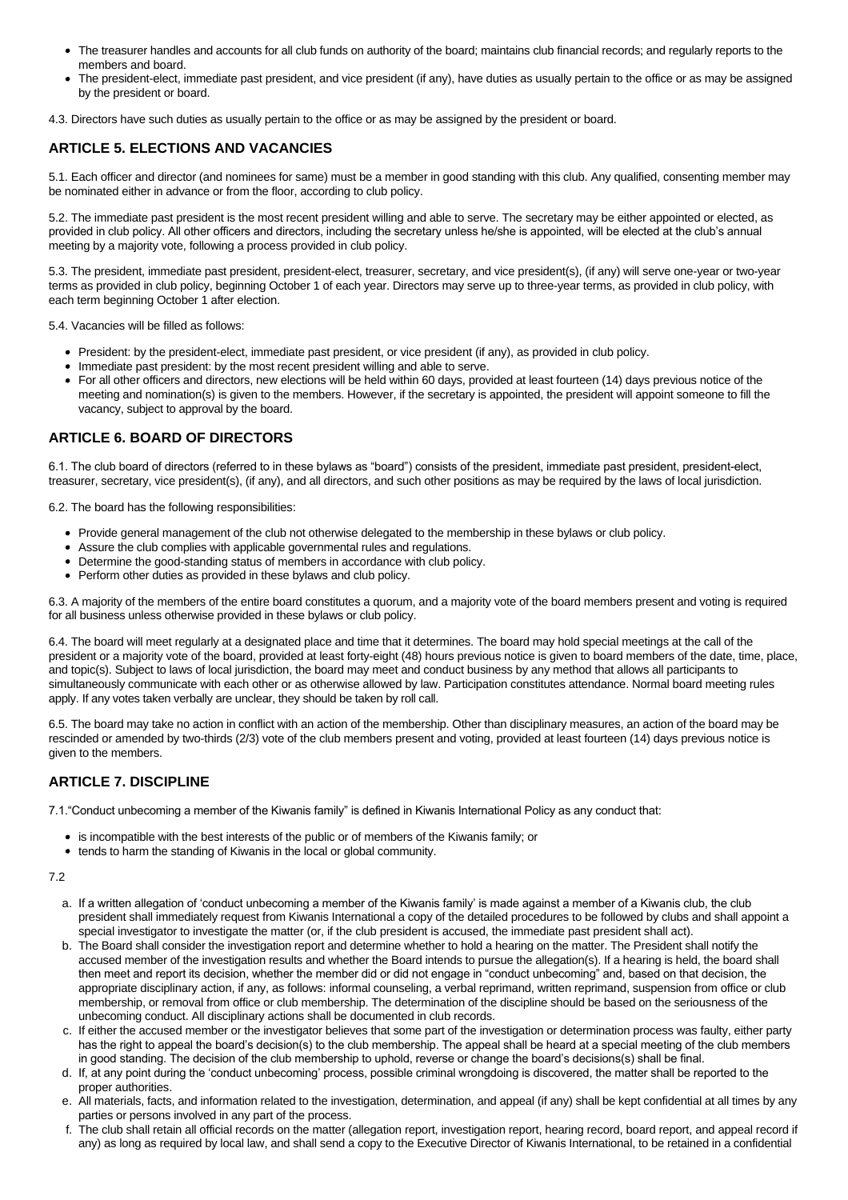- The treasurer handles and accounts for all club funds on authority of the board; maintains club financial records; and regularly reports to the members and board.
- The president-elect, immediate past president, and vice president (if any), have duties as usually pertain to the office or as may be assigned by the president or board.

4.3. Directors have such duties as usually pertain to the office or as may be assigned by the president or board.

## ARTICLE 5. ELECTIONS AND VACANCIES

5.1. Each officer and director (and nominees for same) must be a member in good standing with this club. Any qualified, consenting member may be nominated either in advance or from the floor, according to club policy.

5.2. The immediate past president is the most recent president willing and able to serve. The secretary may be either appointed or elected, as provided in club policy. All other officers and directors, including the secretary unless he/she is appointed, will be elected at the club's annual meeting by a majority vote, following a process provided in club policy.

5.3. The president, immediate past president, president-elect, treasurer, secretary, and vice president(s), (if any) will serve one-year or two-year terms as provided in club policy, beginning October 1 of each year. Directors may serve up to three-year terms, as provided in club policy, with each term beginning October 1 after election.

5.4. Vacancies will be filled as follows:

- President: by the president-elect, immediate past president, or vice president (if any), as provided in club policy.
- Immediate past president: by the most recent president willing and able to serve.
- For all other officers and directors, new elections will be held within 60 days, provided at least fourteen (14) days previous notice of the meeting and nomination(s) is given to the members. However, if the secretary is appointed, the president will appoint someone to fill the vacancy, subject to approval by the board.

## ARTICLE 6. BOARD OF DIRECTORS

6.1. The club board of directors (referred to in these bylaws as "board") consists of the president, immediate past president, president-elect, treasurer, secretary, vice president(s), (if any), and all directors, and such other positions as may be required by the laws of local jurisdiction.

6.2. The board has the following responsibilities:

- Provide general management of the club not otherwise delegated to the membership in these bylaws or club policy.
- Assure the club complies with applicable governmental rules and regulations.
- Determine the good-standing status of members in accordance with club policy.
- Perform other duties as provided in these bylaws and club policy.

6.3. A majority of the members of the entire board constitutes a quorum, and a majority vote of the board members present and voting is required for all business unless otherwise provided in these bylaws or club policy.

6.4. The board will meet regularly at a designated place and time that it determines. The board may hold special meetings at the call of the president or a majority vote of the board, provided at least forty-eight (48) hours previous notice is given to board members of the date, time, place, and topic(s). Subject to laws of local jurisdiction, the board may meet and conduct business by any method that allows all participants to simultaneously communicate with each other or as otherwise allowed by law. Participation constitutes attendance. Normal board meeting rules apply. If any votes taken verbally are unclear, they should be taken by roll call.

6.5. The board may take no action in conflict with an action of the membership. Other than disciplinary measures, an action of the board may be rescinded or amended by two-thirds (2/3) vote of the club members present and voting, provided at least fourteen (14) days previous notice is given to the members.

## ARTICLE 7. DISCIPLINE

7.1."Conduct unbecoming a member of the Kiwanis family" is defined in Kiwanis International Policy as any conduct that:

- is incompatible with the best interests of the public or of members of the Kiwanis family; or
- tends to harm the standing of Kiwanis in the local or global community.

7.2

a. If a written allegation of 'conduct unbecoming a member of the Kiwanis family' is made against a member of a Kiwanis club, the club president shall immediately request from Kiwanis International a copy of the detailed procedures to be followed by clubs and shall appoint a special investigator to investigate the matter (or, if the club president is accused, the immediate past president shall act).
b. The Board shall consider the investigation report and determine whether to hold a hearing on the matter. The President shall notify the accused member of the investigation results and whether the Board intends to pursue the allegation(s). If a hearing is held, the board shall then meet and report its decision, whether the member did or did not engage in "conduct unbecoming" and, based on that decision, the appropriate disciplinary action, if any, as follows: informal counseling, a verbal reprimand, written reprimand, suspension from office or club membership, or removal from office or club membership. The determination of the discipline should be based on the seriousness of the unbecoming conduct. All disciplinary actions shall be documented in club records.
c. If either the accused member or the investigator believes that some part of the investigation or determination process was faulty, either party has the right to appeal the board's decision(s) to the club membership. The appeal shall be heard at a special meeting of the club members in good standing. The decision of the club membership to uphold, reverse or change the board's decisions(s) shall be final.
d. If, at any point during the 'conduct unbecoming' process, possible criminal wrongdoing is discovered, the matter shall be reported to the proper authorities.
e. All materials, facts, and information related to the investigation, determination, and appeal (if any) shall be kept confidential at all times by any parties or persons involved in any part of the process.
f. The club shall retain all official records on the matter (allegation report, investigation report, hearing record, board report, and appeal record if any) as long as required by local law, and shall send a copy to the Executive Director of Kiwanis International, to be retained in a confidential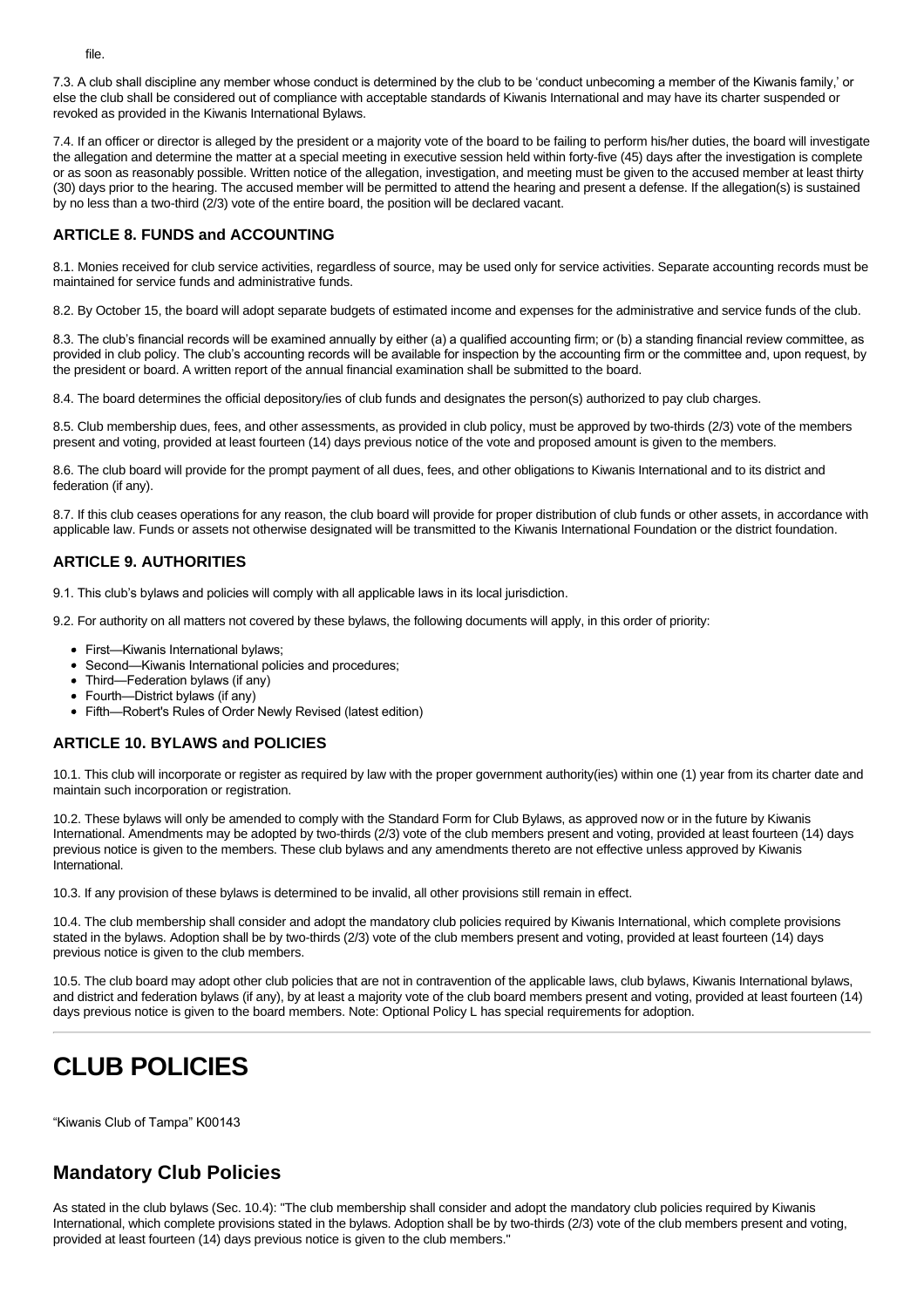file.

7.3. A club shall discipline any member whose conduct is determined by the club to be 'conduct unbecoming a member of the Kiwanis family,' or else the club shall be considered out of compliance with acceptable standards of Kiwanis International and may have its charter suspended or revoked as provided in the Kiwanis International Bylaws.

7.4. If an officer or director is alleged by the president or a majority vote of the board to be failing to perform his/her duties, the board will investigate the allegation and determine the matter at a special meeting in executive session held within forty-five (45) days after the investigation is complete or as soon as reasonably possible. Written notice of the allegation, investigation, and meeting must be given to the accused member at least thirty (30) days prior to the hearing. The accused member will be permitted to attend the hearing and present a defense. If the allegation(s) is sustained by no less than a two-third (2/3) vote of the entire board, the position will be declared vacant.

### ARTICLE 8. FUNDS and ACCOUNTING

8.1. Monies received for club service activities, regardless of source, may be used only for service activities. Separate accounting records must be maintained for service funds and administrative funds.

8.2. By October 15, the board will adopt separate budgets of estimated income and expenses for the administrative and service funds of the club.

8.3. The club's financial records will be examined annually by either (a) a qualified accounting firm; or (b) a standing financial review committee, as provided in club policy. The club's accounting records will be available for inspection by the accounting firm or the committee and, upon request, by the president or board. A written report of the annual financial examination shall be submitted to the board.

8.4. The board determines the official depository/ies of club funds and designates the person(s) authorized to pay club charges.

8.5. Club membership dues, fees, and other assessments, as provided in club policy, must be approved by two-thirds (2/3) vote of the members present and voting, provided at least fourteen (14) days previous notice of the vote and proposed amount is given to the members.

8.6. The club board will provide for the prompt payment of all dues, fees, and other obligations to Kiwanis International and to its district and federation (if any).

8.7. If this club ceases operations for any reason, the club board will provide for proper distribution of club funds or other assets, in accordance with applicable law. Funds or assets not otherwise designated will be transmitted to the Kiwanis International Foundation or the district foundation.

### ARTICLE 9. AUTHORITIES

9.1. This club's bylaws and policies will comply with all applicable laws in its local jurisdiction.

9.2. For authority on all matters not covered by these bylaws, the following documents will apply, in this order of priority:

- First—Kiwanis International bylaws;
- Second—Kiwanis International policies and procedures;
- Third—Federation bylaws (if any)
- Fourth—District bylaws (if any)
- Fifth—Robert's Rules of Order Newly Revised (latest edition)

### ARTICLE 10. BYLAWS and POLICIES

10.1. This club will incorporate or register as required by law with the proper government authority(ies) within one (1) year from its charter date and maintain such incorporation or registration.

10.2. These bylaws will only be amended to comply with the Standard Form for Club Bylaws, as approved now or in the future by Kiwanis International. Amendments may be adopted by two-thirds (2/3) vote of the club members present and voting, provided at least fourteen (14) days previous notice is given to the members. These club bylaws and any amendments thereto are not effective unless approved by Kiwanis International.

10.3. If any provision of these bylaws is determined to be invalid, all other provisions still remain in effect.

10.4. The club membership shall consider and adopt the mandatory club policies required by Kiwanis International, which complete provisions stated in the bylaws. Adoption shall be by two-thirds (2/3) vote of the club members present and voting, provided at least fourteen (14) days previous notice is given to the club members.

10.5. The club board may adopt other club policies that are not in contravention of the applicable laws, club bylaws, Kiwanis International bylaws, and district and federation bylaws (if any), by at least a majority vote of the club board members present and voting, provided at least fourteen (14) days previous notice is given to the board members. Note: Optional Policy L has special requirements for adoption.

---

# CLUB POLICIES

"Kiwanis Club of Tampa" K00143

## Mandatory Club Policies

As stated in the club bylaws (Sec. 10.4): "The club membership shall consider and adopt the mandatory club policies required by Kiwanis International, which complete provisions stated in the bylaws. Adoption shall be by two-thirds (2/3) vote of the club members present and voting, provided at least fourteen (14) days previous notice is given to the club members."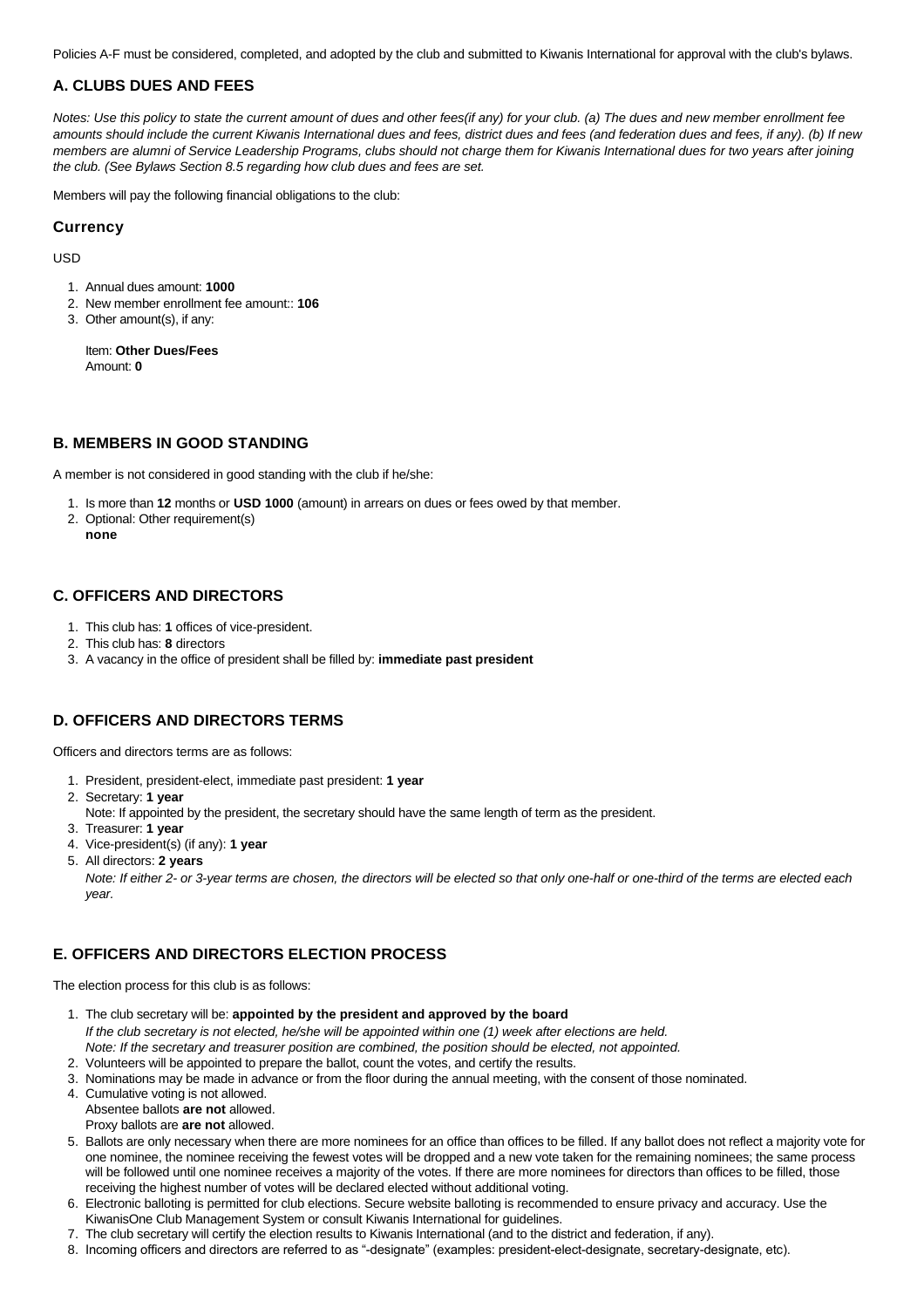Policies A-F must be considered, completed, and adopted by the club and submitted to Kiwanis International for approval with the club's bylaws.

## A. CLUBS DUES AND FEES

*Notes: Use this policy to state the current amount of dues and other fees(if any) for your club. (a) The dues and new member enrollment fee amounts should include the current Kiwanis International dues and fees, district dues and fees (and federation dues and fees, if any). (b) If new members are alumni of Service Leadership Programs, clubs should not charge them for Kiwanis International dues for two years after joining the club. (See Bylaws Section 8.5 regarding how club dues and fees are set.*

Members will pay the following financial obligations to the club:

### Currency

USD

1. Annual dues amount: **1000**
2. New member enrollment fee amount:: **106**
3. Other amount(s), if any:

   Item: **Other Dues/Fees**
   Amount: **0**

## B. MEMBERS IN GOOD STANDING

A member is not considered in good standing with the club if he/she:

1. Is more than **12** months or **USD 1000** (amount) in arrears on dues or fees owed by that member.
2. Optional: Other requirement(s)
   **none**

## C. OFFICERS AND DIRECTORS

1. This club has: **1** offices of vice-president.
2. This club has: **8** directors
3. A vacancy in the office of president shall be filled by: **immediate past president**

## D. OFFICERS AND DIRECTORS TERMS

Officers and directors terms are as follows:

1. President, president-elect, immediate past president: **1 year**
2. Secretary: **1 year**
   Note: If appointed by the president, the secretary should have the same length of term as the president.
3. Treasurer: **1 year**
4. Vice-president(s) (if any): **1 year**
5. All directors: **2 years**
   *Note: If either 2- or 3-year terms are chosen, the directors will be elected so that only one-half or one-third of the terms are elected each year.*

## E. OFFICERS AND DIRECTORS ELECTION PROCESS

The election process for this club is as follows:

1. The club secretary will be: **appointed by the president and approved by the board**
   *If the club secretary is not elected, he/she will be appointed within one (1) week after elections are held.*
   *Note: If the secretary and treasurer position are combined, the position should be elected, not appointed.*
2. Volunteers will be appointed to prepare the ballot, count the votes, and certify the results.
3. Nominations may be made in advance or from the floor during the annual meeting, with the consent of those nominated.
4. Cumulative voting is not allowed.
   Absentee ballots **are not** allowed.
   Proxy ballots are **are not** allowed.
5. Ballots are only necessary when there are more nominees for an office than offices to be filled. If any ballot does not reflect a majority vote for one nominee, the nominee receiving the fewest votes will be dropped and a new vote taken for the remaining nominees; the same process will be followed until one nominee receives a majority of the votes. If there are more nominees for directors than offices to be filled, those receiving the highest number of votes will be declared elected without additional voting.
6. Electronic balloting is permitted for club elections. Secure website balloting is recommended to ensure privacy and accuracy. Use the KiwanisOne Club Management System or consult Kiwanis International for guidelines.
7. The club secretary will certify the election results to Kiwanis International (and to the district and federation, if any).
8. Incoming officers and directors are referred to as "-designate" (examples: president-elect-designate, secretary-designate, etc).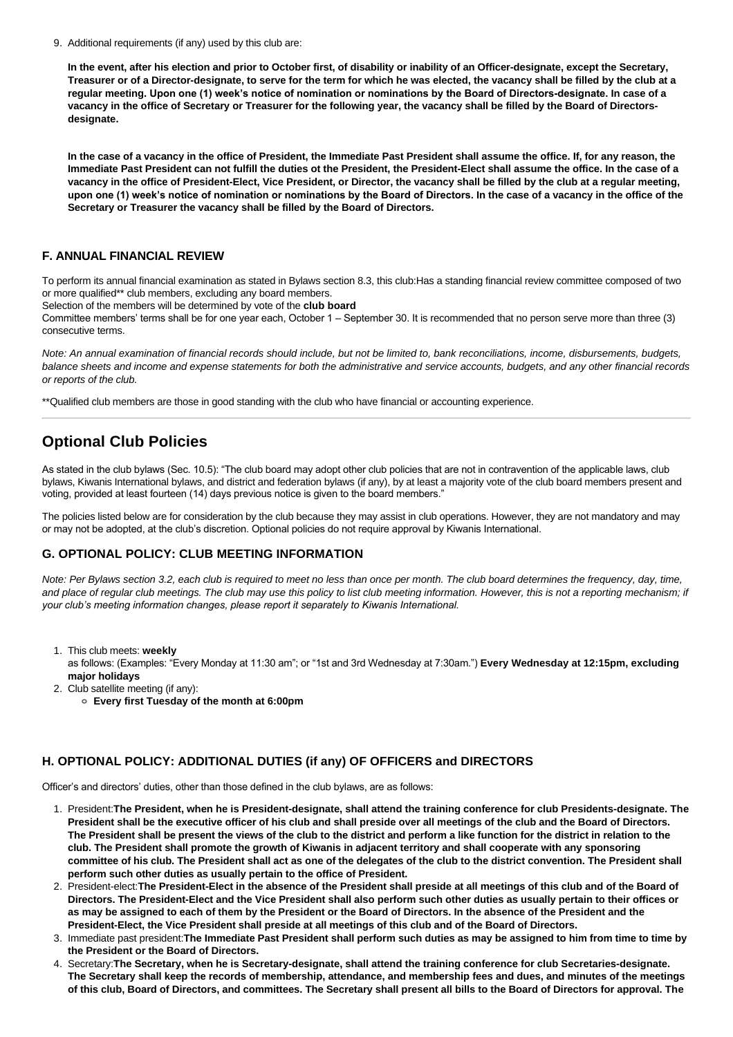9. Additional requirements (if any) used by this club are:

   **In the event, after his election and prior to October first, of disability or inability of an Officer-designate, except the Secretary, Treasurer or of a Director-designate, to serve for the term for which he was elected, the vacancy shall be filled by the club at a regular meeting. Upon one (1) week's notice of nomination or nominations by the Board of Directors-designate. In case of a vacancy in the office of Secretary or Treasurer for the following year, the vacancy shall be filled by the Board of Directors-designate.**

   **In the case of a vacancy in the office of President, the Immediate Past President shall assume the office. If, for any reason, the Immediate Past President can not fulfill the duties ot the President, the President-Elect shall assume the office. In the case of a vacancy in the office of President-Elect, Vice President, or Director, the vacancy shall be filled by the club at a regular meeting, upon one (1) week's notice of nomination or nominations by the Board of Directors. In the case of a vacancy in the office of the Secretary or Treasurer the vacancy shall be filled by the Board of Directors.**

### F. ANNUAL FINANCIAL REVIEW

To perform its annual financial examination as stated in Bylaws section 8.3, this club:Has a standing financial review committee composed of two or more qualified** club members, excluding any board members.
Selection of the members will be determined by vote of the **club board**
Committee members' terms shall be for one year each, October 1 – September 30. It is recommended that no person serve more than three (3) consecutive terms.

*Note: An annual examination of financial records should include, but not be limited to, bank reconciliations, income, disbursements, budgets, balance sheets and income and expense statements for both the administrative and service accounts, budgets, and any other financial records or reports of the club.*

**Qualified club members are those in good standing with the club who have financial or accounting experience.

---

## Optional Club Policies

As stated in the club bylaws (Sec. 10.5): "The club board may adopt other club policies that are not in contravention of the applicable laws, club bylaws, Kiwanis International bylaws, and district and federation bylaws (if any), by at least a majority vote of the club board members present and voting, provided at least fourteen (14) days previous notice is given to the board members."

The policies listed below are for consideration by the club because they may assist in club operations. However, they are not mandatory and may or may not be adopted, at the club's discretion. Optional policies do not require approval by Kiwanis International.

### G. OPTIONAL POLICY: CLUB MEETING INFORMATION

*Note: Per Bylaws section 3.2, each club is required to meet no less than once per month. The club board determines the frequency, day, time, and place of regular club meetings. The club may use this policy to list club meeting information. However, this is not a reporting mechanism; if your club's meeting information changes, please report it separately to Kiwanis International.*

1. This club meets: **weekly**
   as follows: (Examples: "Every Monday at 11:30 am"; or "1st and 3rd Wednesday at 7:30am.") **Every Wednesday at 12:15pm, excluding major holidays**
2. Club satellite meeting (if any):
   - **Every first Tuesday of the month at 6:00pm**

### H. OPTIONAL POLICY: ADDITIONAL DUTIES (if any) OF OFFICERS and DIRECTORS

Officer's and directors' duties, other than those defined in the club bylaws, are as follows:

1. President:**The President, when he is President-designate, shall attend the training conference for club Presidents-designate. The President shall be the executive officer of his club and shall preside over all meetings of the club and the Board of Directors. The President shall be present the views of the club to the district and perform a like function for the district in relation to the club. The President shall promote the growth of Kiwanis in adjacent territory and shall cooperate with any sponsoring committee of his club. The President shall act as one of the delegates of the club to the district convention. The President shall perform such other duties as usually pertain to the office of President.**
2. President-elect:**The President-Elect in the absence of the President shall preside at all meetings of this club and of the Board of Directors. The President-Elect and the Vice President shall also perform such other duties as usually pertain to their offices or as may be assigned to each of them by the President or the Board of Directors. In the absence of the President and the President-Elect, the Vice President shall preside at all meetings of this club and of the Board of Directors.**
3. Immediate past president:**The Immediate Past President shall perform such duties as may be assigned to him from time to time by the President or the Board of Directors.**
4. Secretary:**The Secretary, when he is Secretary-designate, shall attend the training conference for club Secretaries-designate. The Secretary shall keep the records of membership, attendance, and membership fees and dues, and minutes of the meetings of this club, Board of Directors, and committees. The Secretary shall present all bills to the Board of Directors for approval. The**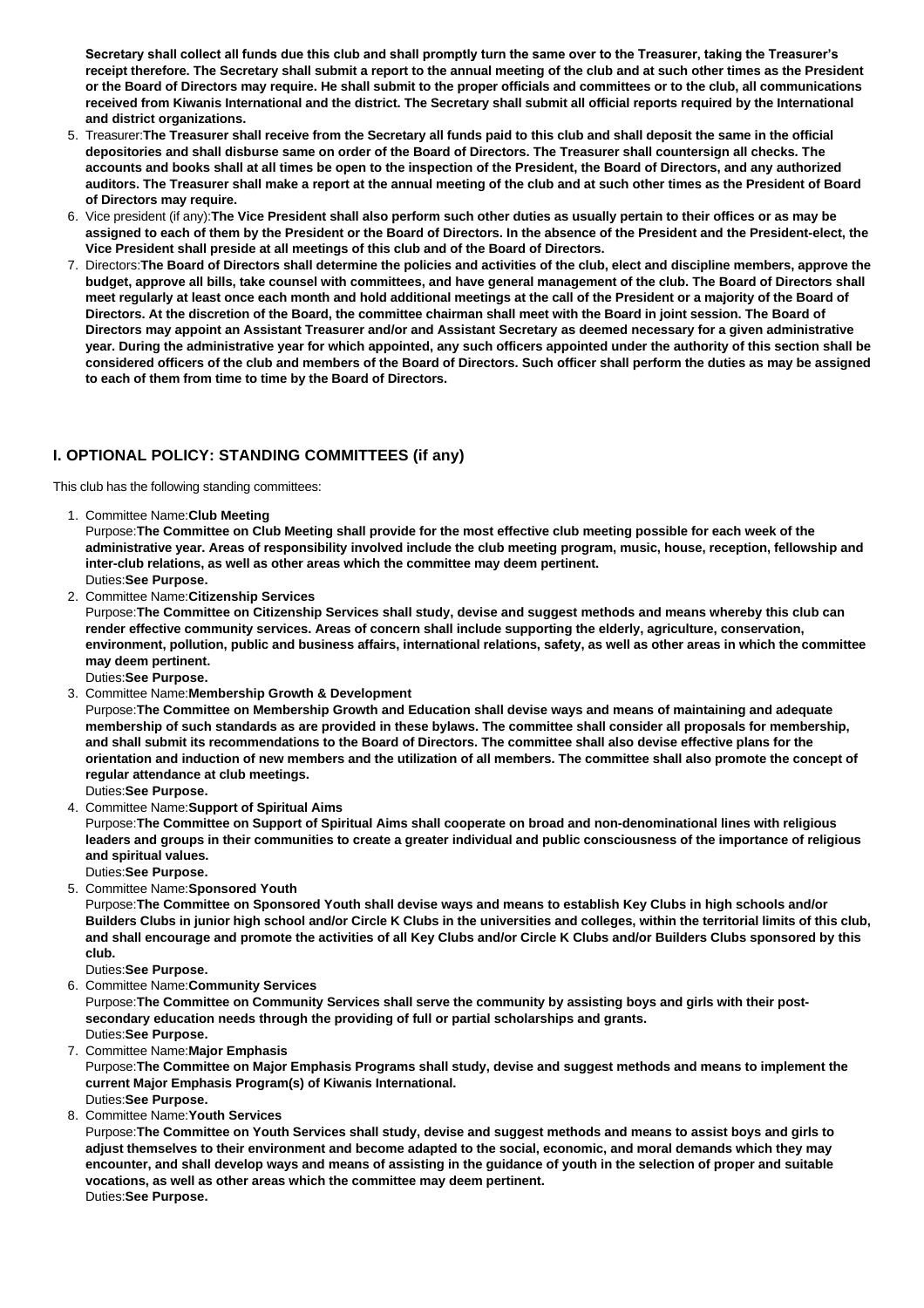**Secretary shall collect all funds due this club and shall promptly turn the same over to the Treasurer, taking the Treasurer's receipt therefore. The Secretary shall submit a report to the annual meeting of the club and at such other times as the President or the Board of Directors may require. He shall submit to the proper officials and committees or to the club, all communications received from Kiwanis International and the district. The Secretary shall submit all official reports required by the International and district organizations.**

5. Treasurer:**The Treasurer shall receive from the Secretary all funds paid to this club and shall deposit the same in the official depositories and shall disburse same on order of the Board of Directors. The Treasurer shall countersign all checks. The accounts and books shall at all times be open to the inspection of the President, the Board of Directors, and any authorized auditors. The Treasurer shall make a report at the annual meeting of the club and at such other times as the President of Board of Directors may require.**
6. Vice president (if any):**The Vice President shall also perform such other duties as usually pertain to their offices or as may be assigned to each of them by the President or the Board of Directors. In the absence of the President and the President-elect, the Vice President shall preside at all meetings of this club and of the Board of Directors.**
7. Directors:**The Board of Directors shall determine the policies and activities of the club, elect and discipline members, approve the budget, approve all bills, take counsel with committees, and have general management of the club. The Board of Directors shall meet regularly at least once each month and hold additional meetings at the call of the President or a majority of the Board of Directors. At the discretion of the Board, the committee chairman shall meet with the Board in joint session. The Board of Directors may appoint an Assistant Treasurer and/or and Assistant Secretary as deemed necessary for a given administrative year. During the administrative year for which appointed, any such officers appointed under the authority of this section shall be considered officers of the club and members of the Board of Directors. Such officer shall perform the duties as may be assigned to each of them from time to time by the Board of Directors.**

### I. OPTIONAL POLICY: STANDING COMMITTEES (if any)

This club has the following standing committees:

1. Committee Name:**Club Meeting**
   Purpose:**The Committee on Club Meeting shall provide for the most effective club meeting possible for each week of the administrative year. Areas of responsibility involved include the club meeting program, music, house, reception, fellowship and inter-club relations, as well as other areas which the committee may deem pertinent.**
   Duties:**See Purpose.**
2. Committee Name:**Citizenship Services**
   Purpose:**The Committee on Citizenship Services shall study, devise and suggest methods and means whereby this club can render effective community services. Areas of concern shall include supporting the elderly, agriculture, conservation, environment, pollution, public and business affairs, international relations, safety, as well as other areas in which the committee may deem pertinent.**
   Duties:**See Purpose.**
3. Committee Name:**Membership Growth & Development**
   Purpose:**The Committee on Membership Growth and Education shall devise ways and means of maintaining and adequate membership of such standards as are provided in these bylaws. The committee shall consider all proposals for membership, and shall submit its recommendations to the Board of Directors. The committee shall also devise effective plans for the orientation and induction of new members and the utilization of all members. The committee shall also promote the concept of regular attendance at club meetings.**
   Duties:**See Purpose.**
4. Committee Name:**Support of Spiritual Aims**
   Purpose:**The Committee on Support of Spiritual Aims shall cooperate on broad and non-denominational lines with religious leaders and groups in their communities to create a greater individual and public consciousness of the importance of religious and spiritual values.**
   Duties:**See Purpose.**
5. Committee Name:**Sponsored Youth**
   Purpose:**The Committee on Sponsored Youth shall devise ways and means to establish Key Clubs in high schools and/or Builders Clubs in junior high school and/or Circle K Clubs in the universities and colleges, within the territorial limits of this club, and shall encourage and promote the activities of all Key Clubs and/or Circle K Clubs and/or Builders Clubs sponsored by this club.**
   Duties:**See Purpose.**
6. Committee Name:**Community Services**
   Purpose:**The Committee on Community Services shall serve the community by assisting boys and girls with their post-secondary education needs through the providing of full or partial scholarships and grants.**
   Duties:**See Purpose.**
7. Committee Name:**Major Emphasis**
   Purpose:**The Committee on Major Emphasis Programs shall study, devise and suggest methods and means to implement the current Major Emphasis Program(s) of Kiwanis International.**
   Duties:**See Purpose.**
8. Committee Name:**Youth Services**
   Purpose:**The Committee on Youth Services shall study, devise and suggest methods and means to assist boys and girls to adjust themselves to their environment and become adapted to the social, economic, and moral demands which they may encounter, and shall develop ways and means of assisting in the guidance of youth in the selection of proper and suitable vocations, as well as other areas which the committee may deem pertinent.**
   Duties:**See Purpose.**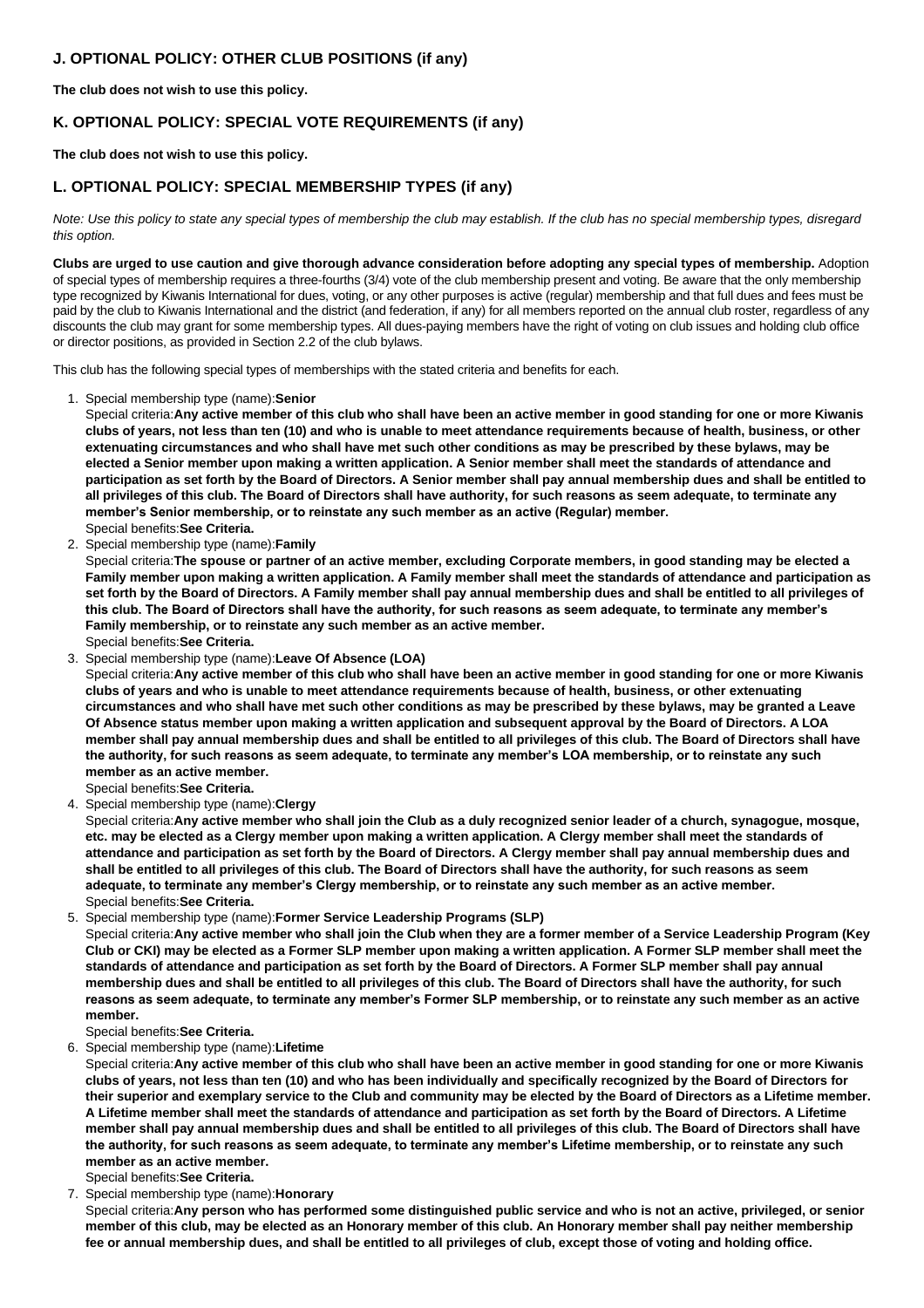### J. OPTIONAL POLICY: OTHER CLUB POSITIONS (if any)

**The club does not wish to use this policy.**

### K. OPTIONAL POLICY: SPECIAL VOTE REQUIREMENTS (if any)

**The club does not wish to use this policy.**

### L. OPTIONAL POLICY: SPECIAL MEMBERSHIP TYPES (if any)

*Note: Use this policy to state any special types of membership the club may establish. If the club has no special membership types, disregard this option.*

**Clubs are urged to use caution and give thorough advance consideration before adopting any special types of membership.** Adoption of special types of membership requires a three-fourths (3/4) vote of the club membership present and voting. Be aware that the only membership type recognized by Kiwanis International for dues, voting, or any other purposes is active (regular) membership and that full dues and fees must be paid by the club to Kiwanis International and the district (and federation, if any) for all members reported on the annual club roster, regardless of any discounts the club may grant for some membership types. All dues-paying members have the right of voting on club issues and holding club office or director positions, as provided in Section 2.2 of the club bylaws.

This club has the following special types of memberships with the stated criteria and benefits for each.

1. Special membership type (name):**Senior**
   Special criteria:**Any active member of this club who shall have been an active member in good standing for one or more Kiwanis clubs of years, not less than ten (10) and who is unable to meet attendance requirements because of health, business, or other extenuating circumstances and who shall have met such other conditions as may be prescribed by these bylaws, may be elected a Senior member upon making a written application. A Senior member shall meet the standards of attendance and participation as set forth by the Board of Directors. A Senior member shall pay annual membership dues and shall be entitled to all privileges of this club. The Board of Directors shall have authority, for such reasons as seem adequate, to terminate any member's Senior membership, or to reinstate any such member as an active (Regular) member.**
   Special benefits:**See Criteria.**
2. Special membership type (name):**Family**
   Special criteria:**The spouse or partner of an active member, excluding Corporate members, in good standing may be elected a Family member upon making a written application. A Family member shall meet the standards of attendance and participation as set forth by the Board of Directors. A Family member shall pay annual membership dues and shall be entitled to all privileges of this club. The Board of Directors shall have the authority, for such reasons as seem adequate, to terminate any member's Family membership, or to reinstate any such member as an active member.**
   Special benefits:**See Criteria.**
3. Special membership type (name):**Leave Of Absence (LOA)**
   Special criteria:**Any active member of this club who shall have been an active member in good standing for one or more Kiwanis clubs of years and who is unable to meet attendance requirements because of health, business, or other extenuating circumstances and who shall have met such other conditions as may be prescribed by these bylaws, may be granted a Leave Of Absence status member upon making a written application and subsequent approval by the Board of Directors. A LOA member shall pay annual membership dues and shall be entitled to all privileges of this club. The Board of Directors shall have the authority, for such reasons as seem adequate, to terminate any member's LOA membership, or to reinstate any such member as an active member.**
   Special benefits:**See Criteria.**
4. Special membership type (name):**Clergy**
   Special criteria:**Any active member who shall join the Club as a duly recognized senior leader of a church, synagogue, mosque, etc. may be elected as a Clergy member upon making a written application. A Clergy member shall meet the standards of attendance and participation as set forth by the Board of Directors. A Clergy member shall pay annual membership dues and shall be entitled to all privileges of this club. The Board of Directors shall have the authority, for such reasons as seem adequate, to terminate any member's Clergy membership, or to reinstate any such member as an active member.**
   Special benefits:**See Criteria.**
5. Special membership type (name):**Former Service Leadership Programs (SLP)**
   Special criteria:**Any active member who shall join the Club when they are a former member of a Service Leadership Program (Key Club or CKI) may be elected as a Former SLP member upon making a written application. A Former SLP member shall meet the standards of attendance and participation as set forth by the Board of Directors. A Former SLP member shall pay annual membership dues and shall be entitled to all privileges of this club. The Board of Directors shall have the authority, for such reasons as seem adequate, to terminate any member's Former SLP membership, or to reinstate any such member as an active member.**
   Special benefits:**See Criteria.**
6. Special membership type (name):**Lifetime**
   Special criteria:**Any active member of this club who shall have been an active member in good standing for one or more Kiwanis clubs of years, not less than ten (10) and who has been individually and specifically recognized by the Board of Directors for their superior and exemplary service to the Club and community may be elected by the Board of Directors as a Lifetime member. A Lifetime member shall meet the standards of attendance and participation as set forth by the Board of Directors. A Lifetime member shall pay annual membership dues and shall be entitled to all privileges of this club. The Board of Directors shall have the authority, for such reasons as seem adequate, to terminate any member's Lifetime membership, or to reinstate any such member as an active member.**
   Special benefits:**See Criteria.**
7. Special membership type (name):**Honorary**
   Special criteria:**Any person who has performed some distinguished public service and who is not an active, privileged, or senior member of this club, may be elected as an Honorary member of this club. An Honorary member shall pay neither membership fee or annual membership dues, and shall be entitled to all privileges of club, except those of voting and holding office.**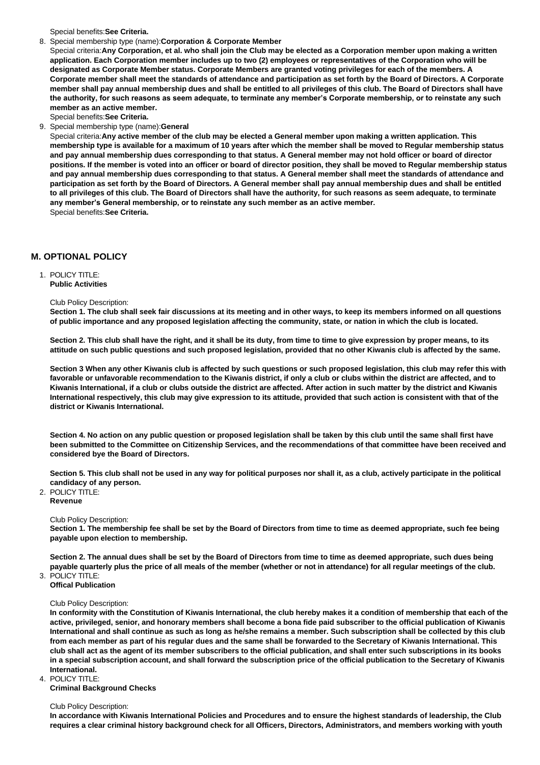Special benefits:**See Criteria.**

8. Special membership type (name):**Corporation & Corporate Member**

   Special criteria:**Any Corporation, et al. who shall join the Club may be elected as a Corporation member upon making a written application. Each Corporation member includes up to two (2) employees or representatives of the Corporation who will be designated as Corporate Member status. Corporate Members are granted voting privileges for each of the members. A Corporate member shall meet the standards of attendance and participation as set forth by the Board of Directors. A Corporate member shall pay annual membership dues and shall be entitled to all privileges of this club. The Board of Directors shall have the authority, for such reasons as seem adequate, to terminate any member's Corporate membership, or to reinstate any such member as an active member.**

   Special benefits:**See Criteria.**

9. Special membership type (name):**General**

   Special criteria:**Any active member of the club may be elected a General member upon making a written application. This membership type is available for a maximum of 10 years after which the member shall be moved to Regular membership status and pay annual membership dues corresponding to that status. A General member may not hold officer or board of director positions. If the member is voted into an officer or board of director position, they shall be moved to Regular membership status and pay annual membership dues corresponding to that status. A General member shall meet the standards of attendance and participation as set forth by the Board of Directors. A General member shall pay annual membership dues and shall be entitled to all privileges of this club. The Board of Directors shall have the authority, for such reasons as seem adequate, to terminate any member's General membership, or to reinstate any such member as an active member.**

   Special benefits:**See Criteria.**

## M. OPTIONAL POLICY

1. POLICY TITLE:
   **Public Activities**

   Club Policy Description:
   **Section 1. The club shall seek fair discussions at its meeting and in other ways, to keep its members informed on all questions of public importance and any proposed legislation affecting the community, state, or nation in which the club is located.**

   **Section 2. This club shall have the right, and it shall be its duty, from time to time to give expression by proper means, to its attitude on such public questions and such proposed legislation, provided that no other Kiwanis club is affected by the same.**

   **Section 3 When any other Kiwanis club is affected by such questions or such proposed legislation, this club may refer this with favorable or unfavorable recommendation to the Kiwanis district, if only a club or clubs within the district are affected, and to Kiwanis International, if a club or clubs outside the district are affected. After action in such matter by the district and Kiwanis International respectively, this club may give expression to its attitude, provided that such action is consistent with that of the district or Kiwanis International.**

   **Section 4. No action on any public question or proposed legislation shall be taken by this club until the same shall first have been submitted to the Committee on Citizenship Services, and the recommendations of that committee have been received and considered bye the Board of Directors.**

   **Section 5. This club shall not be used in any way for political purposes nor shall it, as a club, actively participate in the political candidacy of any person.**

2. POLICY TITLE:
   **Revenue**

   Club Policy Description:
   **Section 1. The membership fee shall be set by the Board of Directors from time to time as deemed appropriate, such fee being payable upon election to membership.**

   **Section 2. The annual dues shall be set by the Board of Directors from time to time as deemed appropriate, such dues being payable quarterly plus the price of all meals of the member (whether or not in attendance) for all regular meetings of the club.**

3. POLICY TITLE:
   **Offical Publication**

   Club Policy Description:
   **In conformity with the Constitution of Kiwanis International, the club hereby makes it a condition of membership that each of the active, privileged, senior, and honorary members shall become a bona fide paid subscriber to the official publication of Kiwanis International and shall continue as such as long as he/she remains a member. Such subscription shall be collected by this club from each member as part of his regular dues and the same shall be forwarded to the Secretary of Kiwanis International. This club shall act as the agent of its member subscribers to the official publication, and shall enter such subscriptions in its books in a special subscription account, and shall forward the subscription price of the official publication to the Secretary of Kiwanis International.**

4. POLICY TITLE:
   **Criminal Background Checks**

   Club Policy Description:
   **In accordance with Kiwanis International Policies and Procedures and to ensure the highest standards of leadership, the Club requires a clear criminal history background check for all Officers, Directors, Administrators, and members working with youth**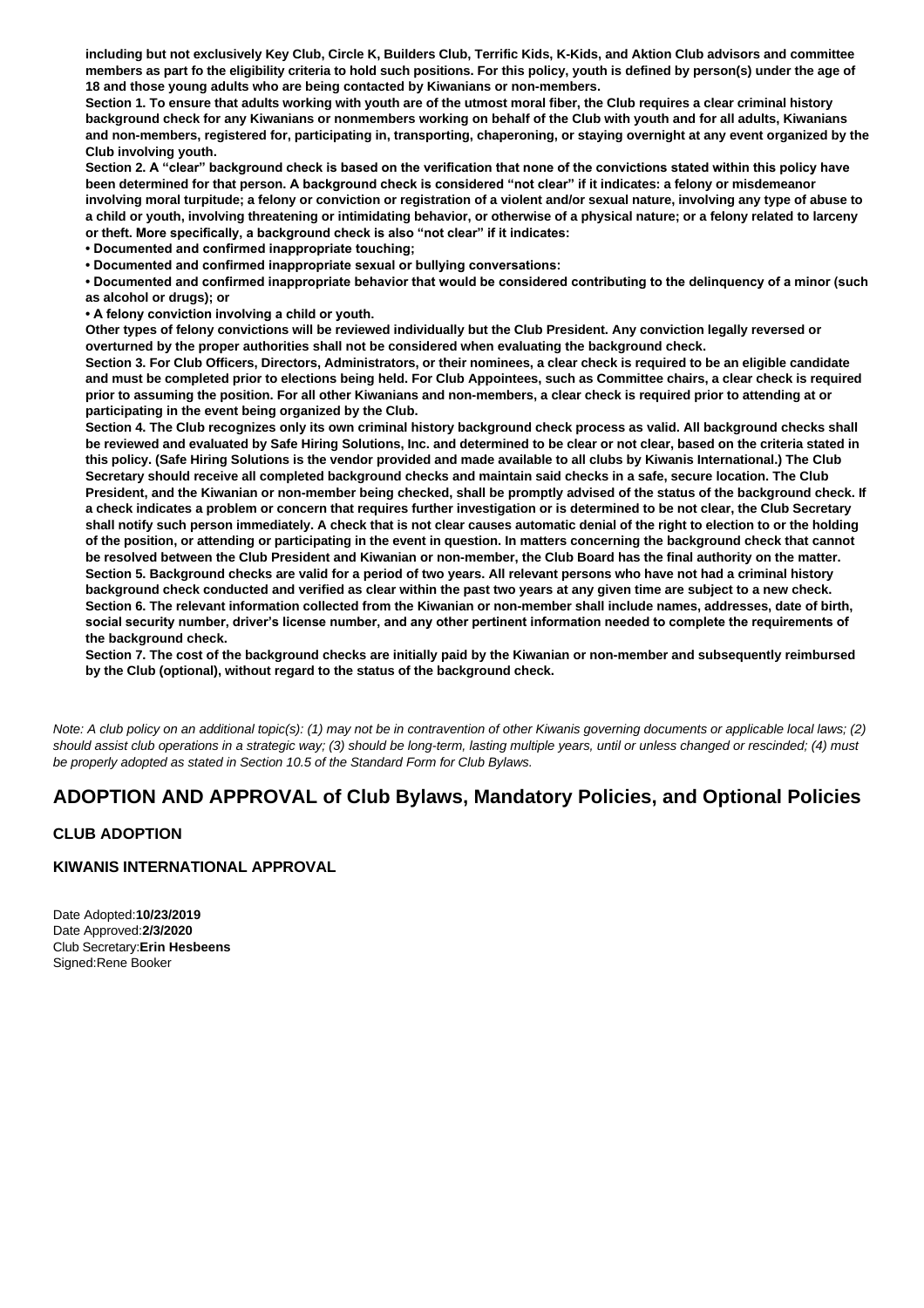**including but not exclusively Key Club, Circle K, Builders Club, Terrific Kids, K-Kids, and Aktion Club advisors and committee members as part fo the eligibility criteria to hold such positions. For this policy, youth is defined by person(s) under the age of 18 and those young adults who are being contacted by Kiwanians or non-members.**

**Section 1. To ensure that adults working with youth are of the utmost moral fiber, the Club requires a clear criminal history background check for any Kiwanians or nonmembers working on behalf of the Club with youth and for all adults, Kiwanians and non-members, registered for, participating in, transporting, chaperoning, or staying overnight at any event organized by the Club involving youth.**

**Section 2. A "clear" background check is based on the verification that none of the convictions stated within this policy have been determined for that person. A background check is considered "not clear" if it indicates: a felony or misdemeanor involving moral turpitude; a felony or conviction or registration of a violent and/or sexual nature, involving any type of abuse to a child or youth, involving threatening or intimidating behavior, or otherwise of a physical nature; or a felony related to larceny or theft. More specifically, a background check is also "not clear" if it indicates:**

- **Documented and confirmed inappropriate touching;**
- **Documented and confirmed inappropriate sexual or bullying conversations:**
- **Documented and confirmed inappropriate behavior that would be considered contributing to the delinquency of a minor (such as alcohol or drugs); or**
- **A felony conviction involving a child or youth.**

**Other types of felony convictions will be reviewed individually but the Club President. Any conviction legally reversed or overturned by the proper authorities shall not be considered when evaluating the background check.**

**Section 3. For Club Officers, Directors, Administrators, or their nominees, a clear check is required to be an eligible candidate and must be completed prior to elections being held. For Club Appointees, such as Committee chairs, a clear check is required prior to assuming the position. For all other Kiwanians and non-members, a clear check is required prior to attending at or participating in the event being organized by the Club.**

**Section 4. The Club recognizes only its own criminal history background check process as valid. All background checks shall be reviewed and evaluated by Safe Hiring Solutions, Inc. and determined to be clear or not clear, based on the criteria stated in this policy. (Safe Hiring Solutions is the vendor provided and made available to all clubs by Kiwanis International.) The Club Secretary should receive all completed background checks and maintain said checks in a safe, secure location. The Club President, and the Kiwanian or non-member being checked, shall be promptly advised of the status of the background check. If a check indicates a problem or concern that requires further investigation or is determined to be not clear, the Club Secretary shall notify such person immediately. A check that is not clear causes automatic denial of the right to election to or the holding of the position, or attending or participating in the event in question. In matters concerning the background check that cannot be resolved between the Club President and Kiwanian or non-member, the Club Board has the final authority on the matter.**

**Section 5. Background checks are valid for a period of two years. All relevant persons who have not had a criminal history background check conducted and verified as clear within the past two years at any given time are subject to a new check.**

**Section 6. The relevant information collected from the Kiwanian or non-member shall include names, addresses, date of birth, social security number, driver's license number, and any other pertinent information needed to complete the requirements of the background check.**

**Section 7. The cost of the background checks are initially paid by the Kiwanian or non-member and subsequently reimbursed by the Club (optional), without regard to the status of the background check.**

*Note: A club policy on an additional topic(s): (1) may not be in contravention of other Kiwanis governing documents or applicable local laws; (2) should assist club operations in a strategic way; (3) should be long-term, lasting multiple years, until or unless changed or rescinded; (4) must be properly adopted as stated in Section 10.5 of the Standard Form for Club Bylaws.*

## ADOPTION AND APPROVAL of Club Bylaws, Mandatory Policies, and Optional Policies

### CLUB ADOPTION

### KIWANIS INTERNATIONAL APPROVAL

Date Adopted:**10/23/2019**
Date Approved:**2/3/2020**
Club Secretary:**Erin Hesbeens**
Signed:Rene Booker